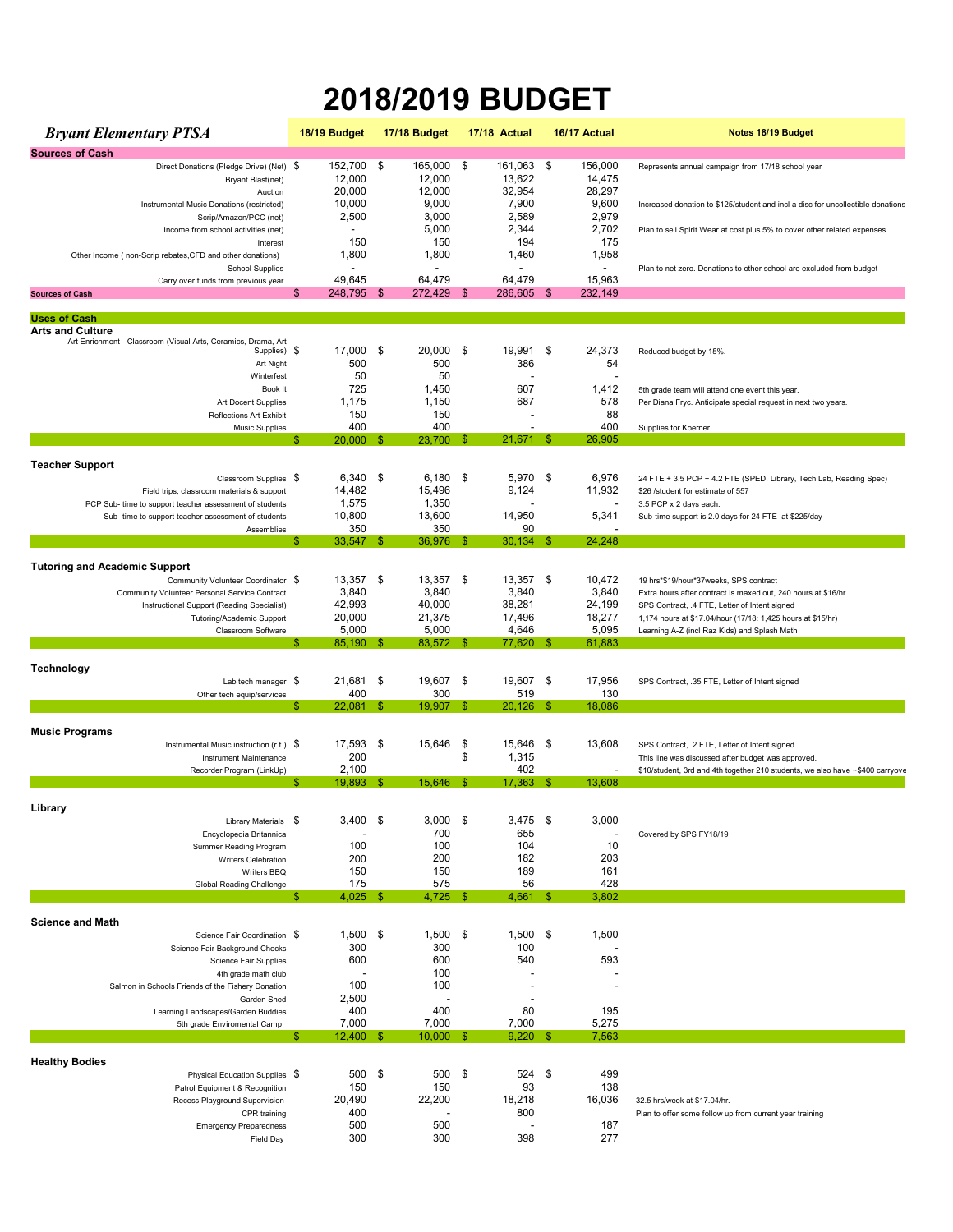# 2018/2019 BUDGET

| *Bryant Elementary PTSA* | 18/19 Budget | 17/18 Budget | 17/18 Actual | 16/17 Actual | Notes 18/19 Budget |
|---|---|---|---|---|---|
| **Sources of Cash** | | | | | |
| Direct Donations (Pledge Drive) (Net) | $ 152,700 | $ 165,000 | $ 161,063 | $ 156,000 | Represents annual campaign from 17/18 school year |
| Bryant Blast(net) | 12,000 | 12,000 | 13,622 | 14,475 | |
| Auction | 20,000 | 12,000 | 32,954 | 28,297 | |
| Instrumental Music Donations (restricted) | 10,000 | 9,000 | 7,900 | 9,600 | Increased donation to $125/student and incl a disc for uncollectible donations |
| Scrip/Amazon/PCC (net) | 2,500 | 3,000 | 2,589 | 2,979 | |
| Income from school activities (net) | - | 5,000 | 2,344 | 2,702 | Plan to sell Spirit Wear at cost plus 5% to cover other related expenses |
| Interest | 150 | 150 | 194 | 175 | |
| Other Income ( non-Scrip rebates,CFD and other donations) | 1,800 | 1,800 | 1,460 | 1,958 | |
| School Supplies | - | - | - | - | Plan to net zero. Donations to other school are excluded from budget |
| Carry over funds from previous year | 49,645 | 64,479 | 64,479 | 15,963 | |
| **Sources of Cash** | $ 248,795 | $ 272,429 | $ 286,605 | $ 232,149 | |
| **Uses of Cash** | | | | | |
| **Arts and Culture** | | | | | |
| Art Enrichment - Classroom (Visual Arts, Ceramics, Drama, Art Supplies) | $ 17,000 | $ 20,000 | $ 19,991 | $ 24,373 | Reduced budget by 15%. |
| Art Night | 500 | 500 | 386 | 54 | |
| Winterfest | 50 | 50 | - | - | |
| Book It | 725 | 1,450 | 607 | 1,412 | 5th grade team will attend one event this year. |
| Art Docent Supplies | 1,175 | 1,150 | 687 | 578 | Per Diana Fryc. Anticipate special request in next two years. |
| Reflections Art Exhibit | 150 | 150 | - | 88 | |
| Music Supplies | 400 | 400 | - | 400 | Supplies for Koerner |
| | $ 20,000 | $ 23,700 | $ 21,671 | $ 26,905 | |
| **Teacher Support** | | | | | |
| Classroom Supplies | $ 6,340 | $ 6,180 | $ 5,970 | $ 6,976 | 24 FTE + 3.5 PCP + 4.2 FTE (SPED, Library, Tech Lab, Reading Spec) |
| Field trips, classroom materials & support | 14,482 | 15,496 | 9,124 | 11,932 | $26 /student for estimate of 557 |
| PCP Sub- time to support teacher assessment of students | 1,575 | 1,350 | - | - | 3.5 PCP x 2 days each. |
| Sub- time to support teacher assessment of students | 10,800 | 13,600 | 14,950 | 5,341 | Sub-time support is 2.0 days for 24 FTE at $225/day |
| Assemblies | 350 | 350 | 90 | - | |
| | $ 33,547 | $ 36,976 | $ 30,134 | $ 24,248 | |
| **Tutoring and Academic Support** | | | | | |
| Community Volunteer Coordinator | $ 13,357 | $ 13,357 | $ 13,357 | $ 10,472 | 19 hrs*$19/hour*37weeks, SPS contract |
| Community Volunteer Personal Service Contract | 3,840 | 3,840 | 3,840 | 3,840 | Extra hours after contract is maxed out, 240 hours at $16/hr |
| Instructional Support (Reading Specialist) | 42,993 | 40,000 | 38,281 | 24,199 | SPS Contract, .4 FTE, Letter of Intent signed |
| Tutoring/Academic Support | 20,000 | 21,375 | 17,496 | 18,277 | 1,174 hours at $17.04/hour (17/18: 1,425 hours at $15/hr) |
| Classroom Software | 5,000 | 5,000 | 4,646 | 5,095 | Learning A-Z (incl Raz Kids) and Splash Math |
| | $ 85,190 | $ 83,572 | $ 77,620 | $ 61,883 | |
| **Technology** | | | | | |
| Lab tech manager | $ 21,681 | $ 19,607 | $ 19,607 | $ 17,956 | SPS Contract, .35 FTE, Letter of Intent signed |
| Other tech equip/services | 400 | 300 | 519 | 130 | |
| | $ 22,081 | $ 19,907 | $ 20,126 | $ 18,086 | |
| **Music Programs** | | | | | |
| Instrumental Music instruction (r.f.) | $ 17,593 | $ 15,646 | $ 15,646 | $ 13,608 | SPS Contract, .2 FTE, Letter of Intent signed |
| Instrument Maintenance | 200 | | $ 1,315 | | This line was discussed after budget was approved. |
| Recorder Program (LinkUp) | 2,100 | | 402 | - | $10/student, 3rd and 4th together 210 students, we also have ~$400 carryove |
| | $ 19,893 | $ 15,646 | $ 17,363 | $ 13,608 | |
| **Library** | | | | | |
| Library Materials | $ 3,400 | $ 3,000 | $ 3,475 | $ 3,000 | |
| Encyclopedia Britannica | - | 700 | 655 | - | Covered by SPS FY18/19 |
| Summer Reading Program | 100 | 100 | 104 | 10 | |
| Writers Celebration | 200 | 200 | 182 | 203 | |
| Writers BBQ | 150 | 150 | 189 | 161 | |
| Global Reading Challenge | 175 | 575 | 56 | 428 | |
| | $ 4,025 | $ 4,725 | $ 4,661 | $ 3,802 | |
| **Science and Math** | | | | | |
| Science Fair Coordination | $ 1,500 | $ 1,500 | $ 1,500 | $ 1,500 | |
| Science Fair Background Checks | 300 | 300 | 100 | - | |
| Science Fair Supplies | 600 | 600 | 540 | 593 | |
| 4th grade math club | - | 100 | - | - | |
| Salmon in Schools Friends of the Fishery Donation | 100 | 100 | - | - | |
| Garden Shed | 2,500 | - | - | | |
| Learning Landscapes/Garden Buddies | 400 | 400 | 80 | 195 | |
| 5th grade Enviromental Camp | 7,000 | 7,000 | 7,000 | 5,275 | |
| | $ 12,400 | $ 10,000 | $ 9,220 | $ 7,563 | |
| **Healthy Bodies** | | | | | |
| Physical Education Supplies | $ 500 | $ 500 | $ 524 | $ 499 | |
| Patrol Equipment & Recognition | 150 | 150 | 93 | 138 | |
| Recess Playground Supervision | 20,490 | 22,200 | 18,218 | 16,036 | 32.5 hrs/week at $17.04/hr. |
| CPR training | 400 | - | 800 | | Plan to offer some follow up from current year training |
| Emergency Preparedness | 500 | 500 | - | 187 | |
| Field Day | 300 | 300 | 398 | 277 | |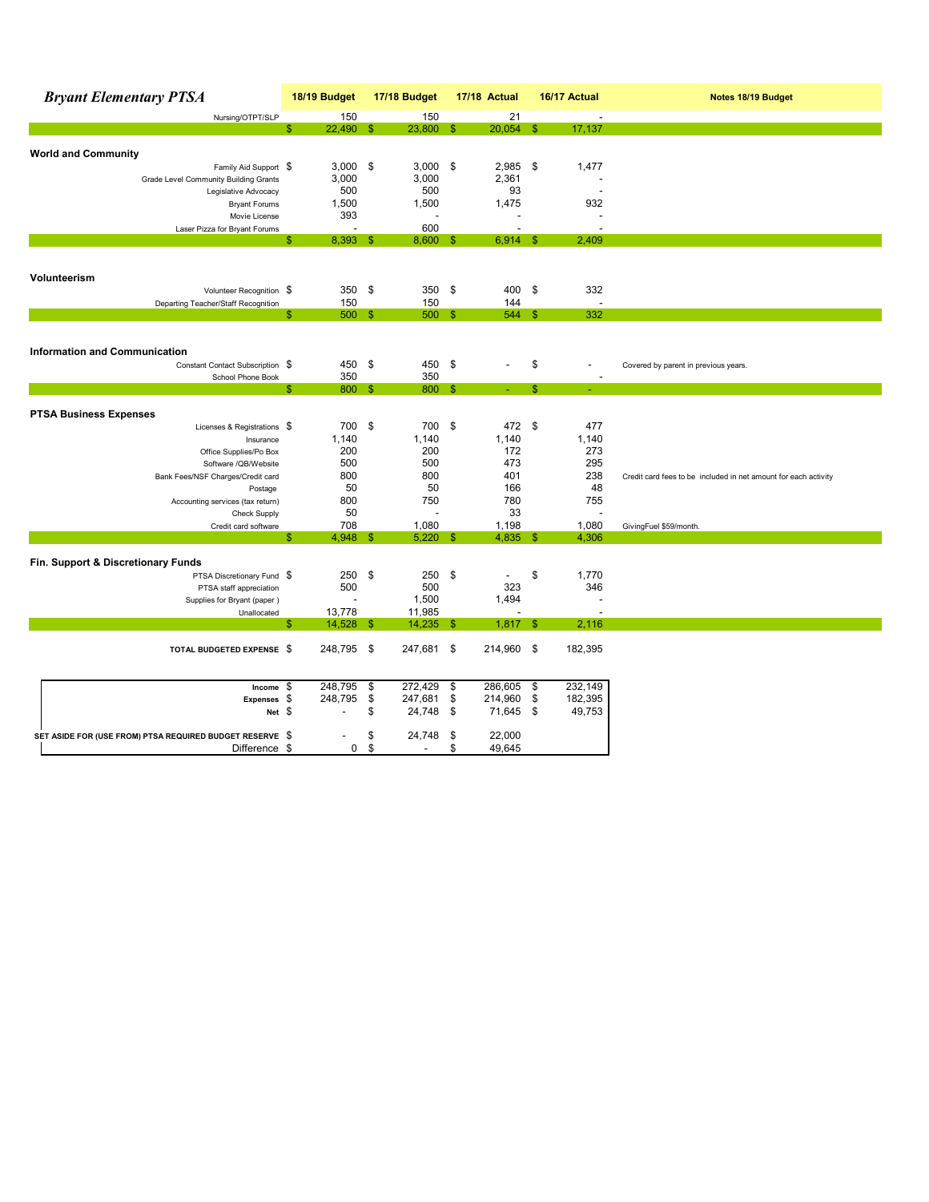| *Bryant Elementary PTSA* | 18/19 Budget | 17/18 Budget | 17/18 Actual | 16/17 Actual | Notes 18/19 Budget |
|---|---|---|---|---|---|
| Nursing/OTPT/SLP | 150 | 150 | 21 | - | |
| | $ 22,490 | $ 23,800 | $ 20,054 | $ 17,137 | |
| **World and Community** | | | | | |
| Family Aid Support | $ 3,000 | $ 3,000 | $ 2,985 | $ 1,477 | |
| Grade Level Community Building Grants | 3,000 | 3,000 | 2,361 | - | |
| Legislative Advocacy | 500 | 500 | 93 | - | |
| Bryant Forums | 1,500 | 1,500 | 1,475 | 932 | |
| Movie License | 393 | - | - | - | |
| Laser Pizza for Bryant Forums | - | 600 | - | - | |
| | $ 8,393 | $ 8,600 | $ 6,914 | $ 2,409 | |
| **Volunteerism** | | | | | |
| Volunteer Recognition | $ 350 | $ 350 | $ 400 | $ 332 | |
| Departing Teacher/Staff Recognition | 150 | 150 | 144 | - | |
| | $ 500 | $ 500 | $ 544 | $ 332 | |
| **Information and Communication** | | | | | |
| Constant Contact Subscription | $ 450 | $ 450 | $ - | $ - | Covered by parent in previous years. |
| School Phone Book | 350 | 350 | | - | |
| | $ 800 | $ 800 | $ - | $ - | |
| **PTSA Business Expenses** | | | | | |
| Licenses & Registrations | $ 700 | $ 700 | $ 472 | $ 477 | |
| Insurance | 1,140 | 1,140 | 1,140 | 1,140 | |
| Office Supplies/Po Box | 200 | 200 | 172 | 273 | |
| Software /QB/Website | 500 | 500 | 473 | 295 | |
| Bank Fees/NSF Charges/Credit card | 800 | 800 | 401 | 238 | Credit card fees to be included in net amount for each activity |
| Postage | 50 | 50 | 166 | 48 | |
| Accounting services (tax return) | 800 | 750 | 780 | 755 | |
| Check Supply | 50 | - | 33 | - | |
| Credit card software | 708 | 1,080 | 1,198 | 1,080 | GivingFuel $59/month. |
| | $ 4,948 | $ 5,220 | $ 4,835 | $ 4,306 | |
| **Fin. Support & Discretionary Funds** | | | | | |
| PTSA Discretionary Fund | $ 250 | $ 250 | $ - | $ 1,770 | |
| PTSA staff appreciation | 500 | 500 | 323 | 346 | |
| Supplies for Bryant (paper ) | - | 1,500 | 1,494 | - | |
| Unallocated | 13,778 | 11,985 | - | - | |
| | $ 14,528 | $ 14,235 | $ 1,817 | $ 2,116 | |
| **TOTAL BUDGETED EXPENSE** | $ 248,795 | $ 247,681 | $ 214,960 | $ 182,395 | |

| | 18/19 Budget | 17/18 Budget | 17/18 Actual | 16/17 Actual |
|---|---|---|---|---|
| **Income** | $ 248,795 | $ 272,429 | $ 286,605 | $ 232,149 |
| **Expenses** | $ 248,795 | $ 247,681 | $ 214,960 | $ 182,395 |
| **Net** | $ - | $ 24,748 | $ 71,645 | $ 49,753 |
| **SET ASIDE FOR (USE FROM) PTSA REQUIRED BUDGET RESERVE** | $ - | $ 24,748 | $ 22,000 | |
| Difference | $ 0 | $ - | $ 49,645 | |